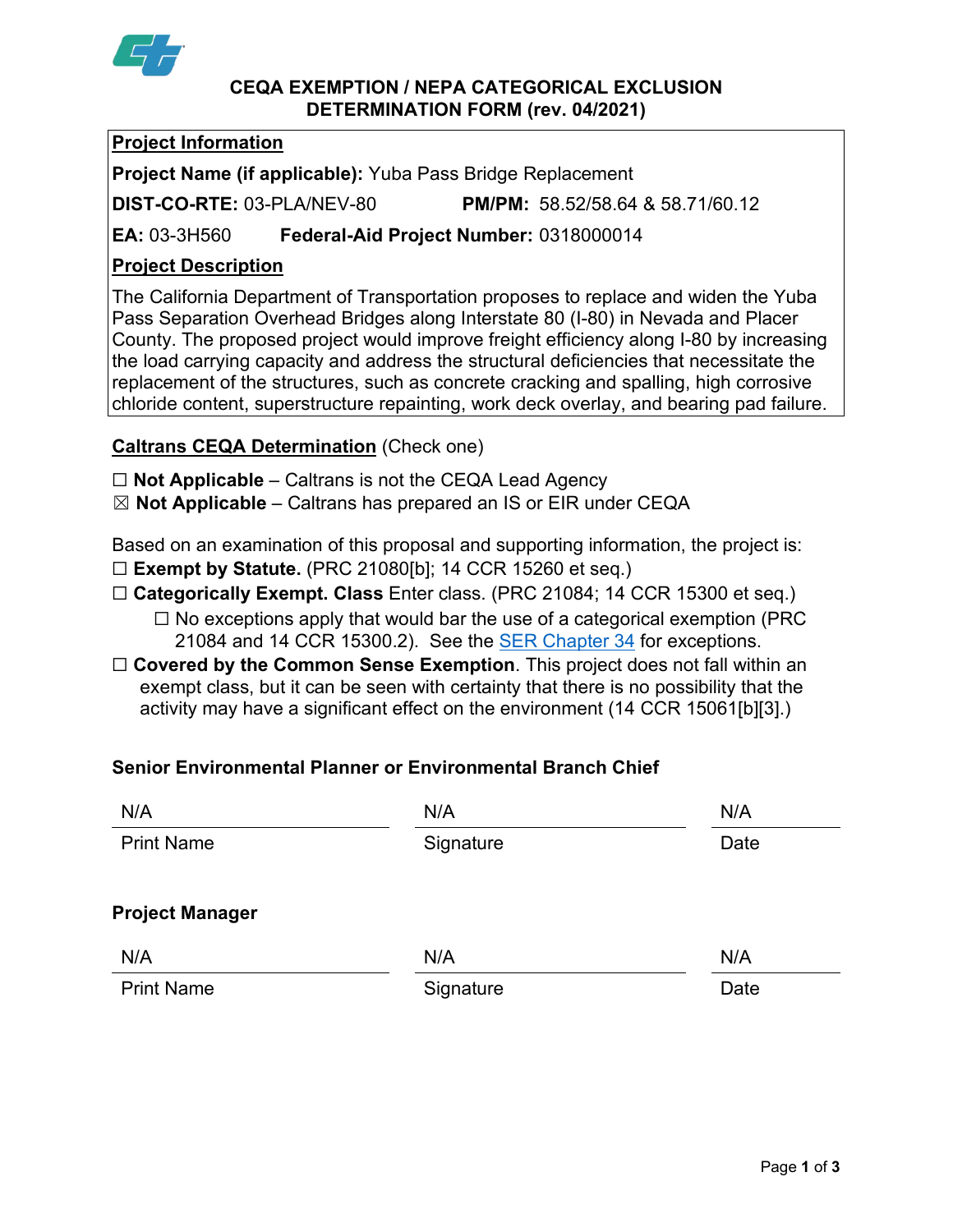# CEQA EXEMPTION / NEPA CATEGORICAL EXCLUSION DETERMINATION FORM (rev. 04/2021)

## Project Information

**Project Name (if applicable):** Yuba Pass Bridge Replacement

**DIST-CO-RTE:** 03-PLA/NEV-80 **PM/PM:** 58.52/58.64 & 58.71/60.12

**EA:** 03-3H560 **Federal-Aid Project Number:** 0318000014

## Project Description

The California Department of Transportation proposes to replace and widen the Yuba Pass Separation Overhead Bridges along Interstate 80 (I-80) in Nevada and Placer County. The proposed project would improve freight efficiency along I-80 by increasing the load carrying capacity and address the structural deficiencies that necessitate the replacement of the structures, such as concrete cracking and spalling, high corrosive chloride content, superstructure repainting, work deck overlay, and bearing pad failure.

## Caltrans CEQA Determination (Check one)

☐ **Not Applicable** – Caltrans is not the CEQA Lead Agency

☒ **Not Applicable** – Caltrans has prepared an IS or EIR under CEQA

Based on an examination of this proposal and supporting information, the project is:

☐ **Exempt by Statute.** (PRC 21080[b]; 14 CCR 15260 et seq.)

☐ **Categorically Exempt. Class** Enter class. (PRC 21084; 14 CCR 15300 et seq.)

- ☐ No exceptions apply that would bar the use of a categorical exemption (PRC 21084 and 14 CCR 15300.2). See the SER Chapter 34 for exceptions.

☐ **Covered by the Common Sense Exemption**. This project does not fall within an exempt class, but it can be seen with certainty that there is no possibility that the activity may have a significant effect on the environment (14 CCR 15061[b][3].)

### Senior Environmental Planner or Environmental Branch Chief

| | | |
|---|---|---|
| N/A | N/A | N/A |
| Print Name | Signature | Date |

### Project Manager

| | | |
|---|---|---|
| N/A | N/A | N/A |
| Print Name | Signature | Date |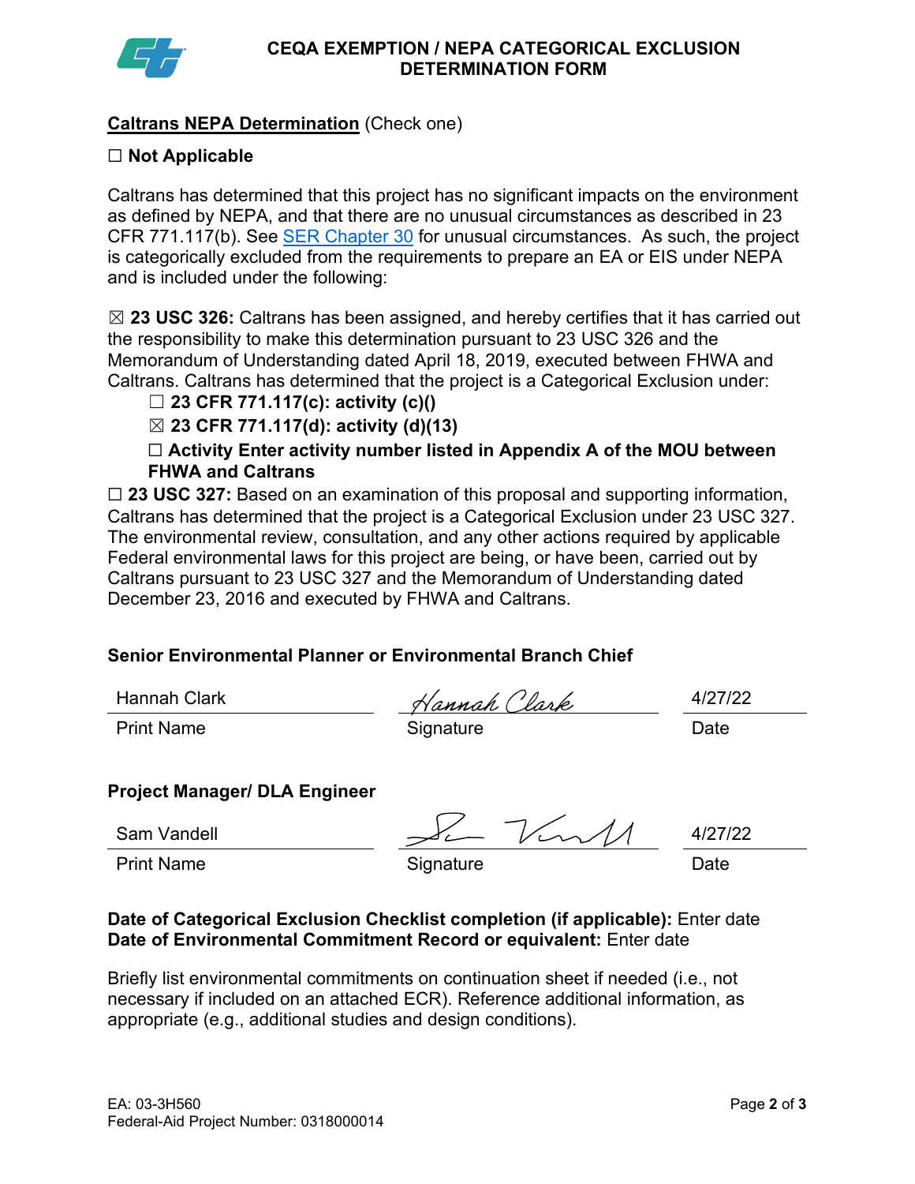# CEQA EXEMPTION / NEPA CATEGORICAL EXCLUSION DETERMINATION FORM

**Caltrans NEPA Determination** (Check one)

☐ **Not Applicable**

Caltrans has determined that this project has no significant impacts on the environment as defined by NEPA, and that there are no unusual circumstances as described in 23 CFR 771.117(b). See SER Chapter 30 for unusual circumstances. As such, the project is categorically excluded from the requirements to prepare an EA or EIS under NEPA and is included under the following:

☒ **23 USC 326:** Caltrans has been assigned, and hereby certifies that it has carried out the responsibility to make this determination pursuant to 23 USC 326 and the Memorandum of Understanding dated April 18, 2019, executed between FHWA and Caltrans. Caltrans has determined that the project is a Categorical Exclusion under:

- ☐ **23 CFR 771.117(c): activity (c)()**
- ☒ **23 CFR 771.117(d): activity (d)(13)**
- ☐ **Activity Enter activity number listed in Appendix A of the MOU between FHWA and Caltrans**

☐ **23 USC 327:** Based on an examination of this proposal and supporting information, Caltrans has determined that the project is a Categorical Exclusion under 23 USC 327. The environmental review, consultation, and any other actions required by applicable Federal environmental laws for this project are being, or have been, carried out by Caltrans pursuant to 23 USC 327 and the Memorandum of Understanding dated December 23, 2016 and executed by FHWA and Caltrans.

**Senior Environmental Planner or Environmental Branch Chief**

| | | |
|---|---|---|
| Hannah Clark | Hannah Clark | 4/27/22 |
| Print Name | Signature | Date |

**Project Manager/ DLA Engineer**

| | | |
|---|---|---|
| Sam Vandell | Sam Vandell | 4/27/22 |
| Print Name | Signature | Date |

**Date of Categorical Exclusion Checklist completion (if applicable):** Enter date
**Date of Environmental Commitment Record or equivalent:** Enter date

Briefly list environmental commitments on continuation sheet if needed (i.e., not necessary if included on an attached ECR). Reference additional information, as appropriate (e.g., additional studies and design conditions).

EA: 03-3H560
Federal-Aid Project Number: 0318000014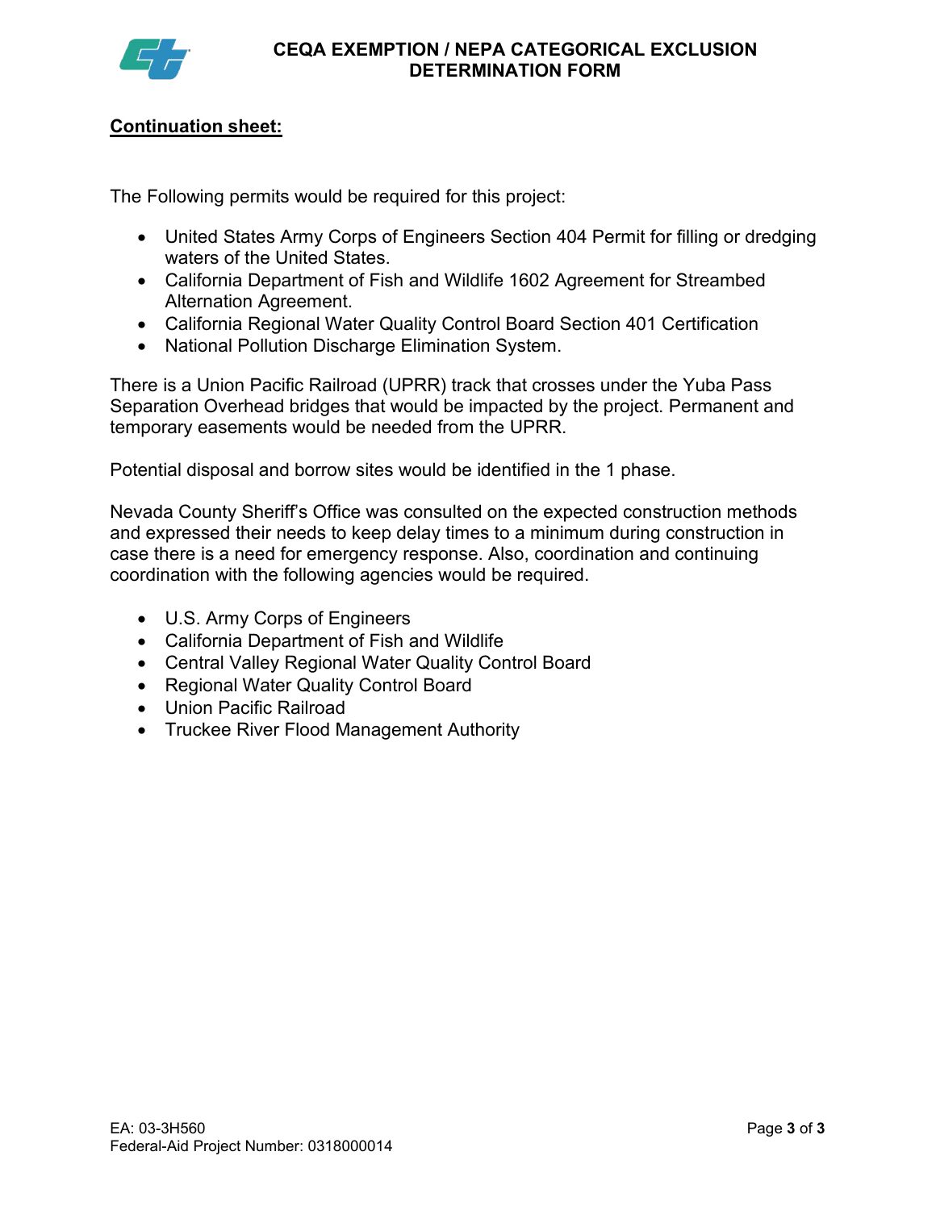**Continuation sheet:**

The Following permits would be required for this project:

- United States Army Corps of Engineers Section 404 Permit for filling or dredging waters of the United States.
- California Department of Fish and Wildlife 1602 Agreement for Streambed Alternation Agreement.
- California Regional Water Quality Control Board Section 401 Certification
- National Pollution Discharge Elimination System.

There is a Union Pacific Railroad (UPRR) track that crosses under the Yuba Pass Separation Overhead bridges that would be impacted by the project. Permanent and temporary easements would be needed from the UPRR.

Potential disposal and borrow sites would be identified in the 1 phase.

Nevada County Sheriff's Office was consulted on the expected construction methods and expressed their needs to keep delay times to a minimum during construction in case there is a need for emergency response. Also, coordination and continuing coordination with the following agencies would be required.

- U.S. Army Corps of Engineers
- California Department of Fish and Wildlife
- Central Valley Regional Water Quality Control Board
- Regional Water Quality Control Board
- Union Pacific Railroad
- Truckee River Flood Management Authority

EA: 03-3H560
Federal-Aid Project Number: 0318000014